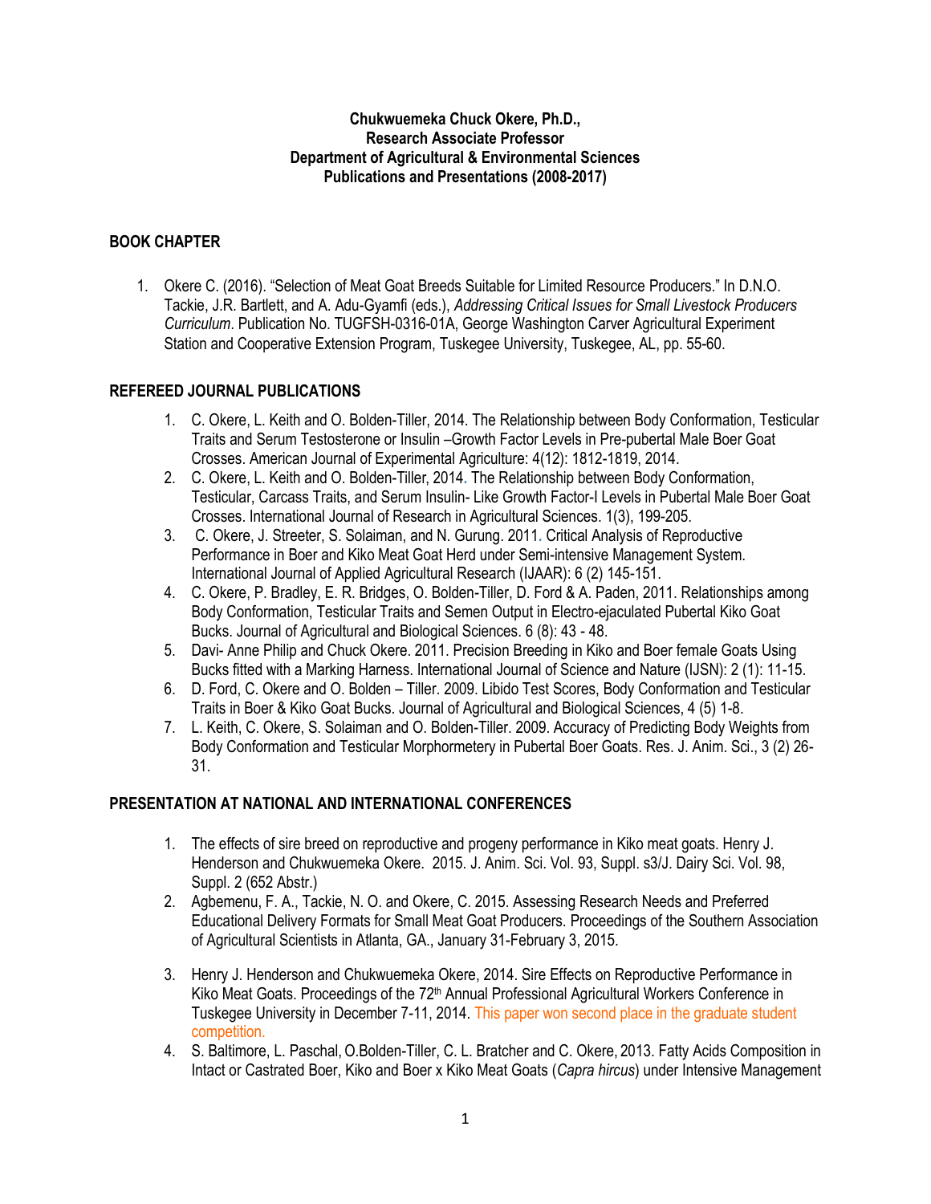**Chukwuemeka Chuck Okere, Ph.D.,**
**Research Associate Professor**
**Department of Agricultural & Environmental Sciences**
**Publications and Presentations (2008-2017)**

## BOOK CHAPTER

1. Okere C. (2016). "Selection of Meat Goat Breeds Suitable for Limited Resource Producers." In D.N.O. Tackie, J.R. Bartlett, and A. Adu-Gyamfi (eds.), *Addressing Critical Issues for Small Livestock Producers Curriculum*. Publication No. TUGFSH-0316-01A, George Washington Carver Agricultural Experiment Station and Cooperative Extension Program, Tuskegee University, Tuskegee, AL, pp. 55-60.

## REFEREED JOURNAL PUBLICATIONS

1. C. Okere, L. Keith and O. Bolden-Tiller, 2014. The Relationship between Body Conformation, Testicular Traits and Serum Testosterone or Insulin –Growth Factor Levels in Pre-pubertal Male Boer Goat Crosses. American Journal of Experimental Agriculture: 4(12): 1812-1819, 2014.
2. C. Okere, L. Keith and O. Bolden-Tiller, 2014. The Relationship between Body Conformation, Testicular, Carcass Traits, and Serum Insulin- Like Growth Factor-I Levels in Pubertal Male Boer Goat Crosses. International Journal of Research in Agricultural Sciences. 1(3), 199-205.
3. C. Okere, J. Streeter, S. Solaiman, and N. Gurung. 2011. Critical Analysis of Reproductive Performance in Boer and Kiko Meat Goat Herd under Semi-intensive Management System. International Journal of Applied Agricultural Research (IJAAR): 6 (2) 145-151.
4. C. Okere, P. Bradley, E. R. Bridges, O. Bolden-Tiller, D. Ford & A. Paden, 2011. Relationships among Body Conformation, Testicular Traits and Semen Output in Electro-ejaculated Pubertal Kiko Goat Bucks. Journal of Agricultural and Biological Sciences. 6 (8): 43 - 48.
5. Davi- Anne Philip and Chuck Okere. 2011. Precision Breeding in Kiko and Boer female Goats Using Bucks fitted with a Marking Harness. International Journal of Science and Nature (IJSN): 2 (1): 11-15.
6. D. Ford, C. Okere and O. Bolden – Tiller. 2009. Libido Test Scores, Body Conformation and Testicular Traits in Boer & Kiko Goat Bucks. Journal of Agricultural and Biological Sciences, 4 (5) 1-8.
7. L. Keith, C. Okere, S. Solaiman and O. Bolden-Tiller. 2009. Accuracy of Predicting Body Weights from Body Conformation and Testicular Morphometery in Pubertal Boer Goats. Res. J. Anim. Sci., 3 (2) 26-31.

## PRESENTATION AT NATIONAL AND INTERNATIONAL CONFERENCES

1. The effects of sire breed on reproductive and progeny performance in Kiko meat goats. Henry J. Henderson and Chukwuemeka Okere. 2015. J. Anim. Sci. Vol. 93, Suppl. s3/J. Dairy Sci. Vol. 98, Suppl. 2 (652 Abstr.)
2. Agbemenu, F. A., Tackie, N. O. and Okere, C. 2015. Assessing Research Needs and Preferred Educational Delivery Formats for Small Meat Goat Producers. Proceedings of the Southern Association of Agricultural Scientists in Atlanta, GA., January 31-February 3, 2015.
3. Henry J. Henderson and Chukwuemeka Okere, 2014. Sire Effects on Reproductive Performance in Kiko Meat Goats. Proceedings of the 72th Annual Professional Agricultural Workers Conference in Tuskegee University in December 7-11, 2014. This paper won second place in the graduate student competition.
4. S. Baltimore, L. Paschal, O.Bolden-Tiller, C. L. Bratcher and C. Okere, 2013. Fatty Acids Composition in Intact or Castrated Boer, Kiko and Boer x Kiko Meat Goats (*Capra hircus*) under Intensive Management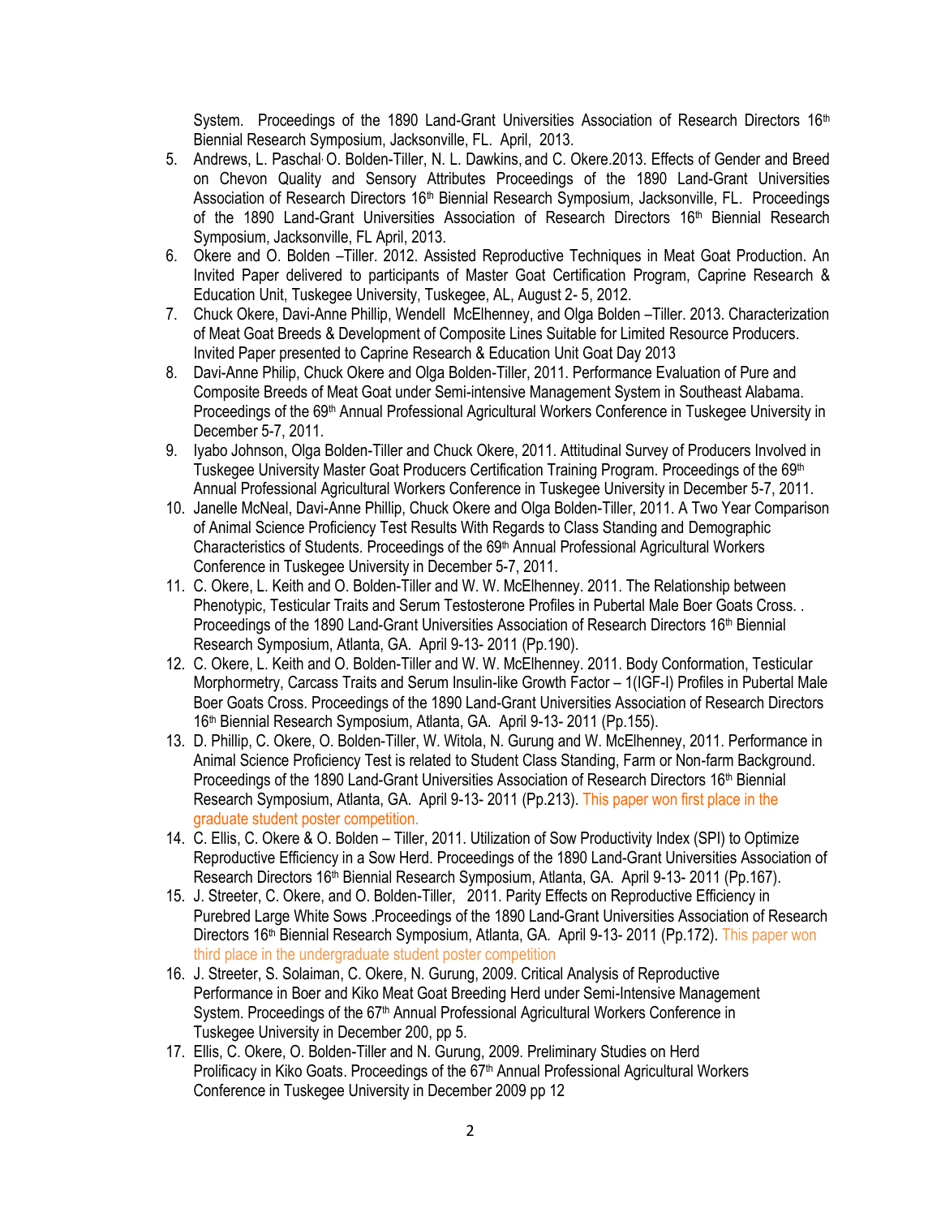System. Proceedings of the 1890 Land-Grant Universities Association of Research Directors 16th Biennial Research Symposium, Jacksonville, FL. April, 2013.

5. Andrews, L. Paschal, O. Bolden-Tiller, N. L. Dawkins, and C. Okere.2013. Effects of Gender and Breed on Chevon Quality and Sensory Attributes Proceedings of the 1890 Land-Grant Universities Association of Research Directors 16th Biennial Research Symposium, Jacksonville, FL. Proceedings of the 1890 Land-Grant Universities Association of Research Directors 16th Biennial Research Symposium, Jacksonville, FL April, 2013.
6. Okere and O. Bolden –Tiller. 2012. Assisted Reproductive Techniques in Meat Goat Production. An Invited Paper delivered to participants of Master Goat Certification Program, Caprine Research & Education Unit, Tuskegee University, Tuskegee, AL, August 2- 5, 2012.
7. Chuck Okere, Davi-Anne Phillip, Wendell McElhenney, and Olga Bolden –Tiller. 2013. Characterization of Meat Goat Breeds & Development of Composite Lines Suitable for Limited Resource Producers. Invited Paper presented to Caprine Research & Education Unit Goat Day 2013
8. Davi-Anne Philip, Chuck Okere and Olga Bolden-Tiller, 2011. Performance Evaluation of Pure and Composite Breeds of Meat Goat under Semi-intensive Management System in Southeast Alabama. Proceedings of the 69th Annual Professional Agricultural Workers Conference in Tuskegee University in December 5-7, 2011.
9. Iyabo Johnson, Olga Bolden-Tiller and Chuck Okere, 2011. Attitudinal Survey of Producers Involved in Tuskegee University Master Goat Producers Certification Training Program. Proceedings of the 69th Annual Professional Agricultural Workers Conference in Tuskegee University in December 5-7, 2011.
10. Janelle McNeal, Davi-Anne Phillip, Chuck Okere and Olga Bolden-Tiller, 2011. A Two Year Comparison of Animal Science Proficiency Test Results With Regards to Class Standing and Demographic Characteristics of Students. Proceedings of the 69th Annual Professional Agricultural Workers Conference in Tuskegee University in December 5-7, 2011.
11. C. Okere, L. Keith and O. Bolden-Tiller and W. W. McElhenney. 2011. The Relationship between Phenotypic, Testicular Traits and Serum Testosterone Profiles in Pubertal Male Boer Goats Cross. . Proceedings of the 1890 Land-Grant Universities Association of Research Directors 16th Biennial Research Symposium, Atlanta, GA. April 9-13- 2011 (Pp.190).
12. C. Okere, L. Keith and O. Bolden-Tiller and W. W. McElhenney. 2011. Body Conformation, Testicular Morphometry, Carcass Traits and Serum Insulin-like Growth Factor – 1(IGF-I) Profiles in Pubertal Male Boer Goats Cross. Proceedings of the 1890 Land-Grant Universities Association of Research Directors 16th Biennial Research Symposium, Atlanta, GA. April 9-13- 2011 (Pp.155).
13. D. Phillip, C. Okere, O. Bolden-Tiller, W. Witola, N. Gurung and W. McElhenney, 2011. Performance in Animal Science Proficiency Test is related to Student Class Standing, Farm or Non-farm Background. Proceedings of the 1890 Land-Grant Universities Association of Research Directors 16th Biennial Research Symposium, Atlanta, GA. April 9-13- 2011 (Pp.213). This paper won first place in the graduate student poster competition.
14. C. Ellis, C. Okere & O. Bolden – Tiller, 2011. Utilization of Sow Productivity Index (SPI) to Optimize Reproductive Efficiency in a Sow Herd. Proceedings of the 1890 Land-Grant Universities Association of Research Directors 16th Biennial Research Symposium, Atlanta, GA. April 9-13- 2011 (Pp.167).
15. J. Streeter, C. Okere, and O. Bolden-Tiller, 2011. Parity Effects on Reproductive Efficiency in Purebred Large White Sows .Proceedings of the 1890 Land-Grant Universities Association of Research Directors 16th Biennial Research Symposium, Atlanta, GA. April 9-13- 2011 (Pp.172). This paper won third place in the undergraduate student poster competition
16. J. Streeter, S. Solaiman, C. Okere, N. Gurung, 2009. Critical Analysis of Reproductive Performance in Boer and Kiko Meat Goat Breeding Herd under Semi-Intensive Management System. Proceedings of the 67th Annual Professional Agricultural Workers Conference in Tuskegee University in December 200, pp 5.
17. Ellis, C. Okere, O. Bolden-Tiller and N. Gurung, 2009. Preliminary Studies on Herd Prolificacy in Kiko Goats. Proceedings of the 67th Annual Professional Agricultural Workers Conference in Tuskegee University in December 2009 pp 12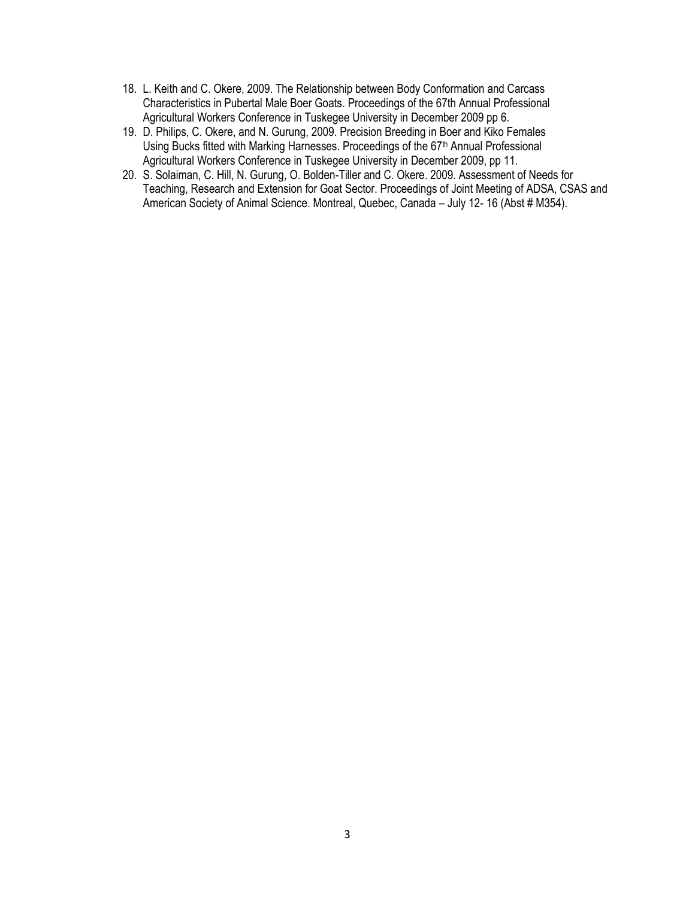18. L. Keith and C. Okere, 2009. The Relationship between Body Conformation and Carcass Characteristics in Pubertal Male Boer Goats. Proceedings of the 67th Annual Professional Agricultural Workers Conference in Tuskegee University in December 2009 pp 6.
19. D. Philips, C. Okere, and N. Gurung, 2009. Precision Breeding in Boer and Kiko Females Using Bucks fitted with Marking Harnesses. Proceedings of the 67th Annual Professional Agricultural Workers Conference in Tuskegee University in December 2009, pp 11.
20. S. Solaiman, C. Hill, N. Gurung, O. Bolden-Tiller and C. Okere. 2009. Assessment of Needs for Teaching, Research and Extension for Goat Sector. Proceedings of Joint Meeting of ADSA, CSAS and American Society of Animal Science. Montreal, Quebec, Canada – July 12- 16 (Abst # M354).